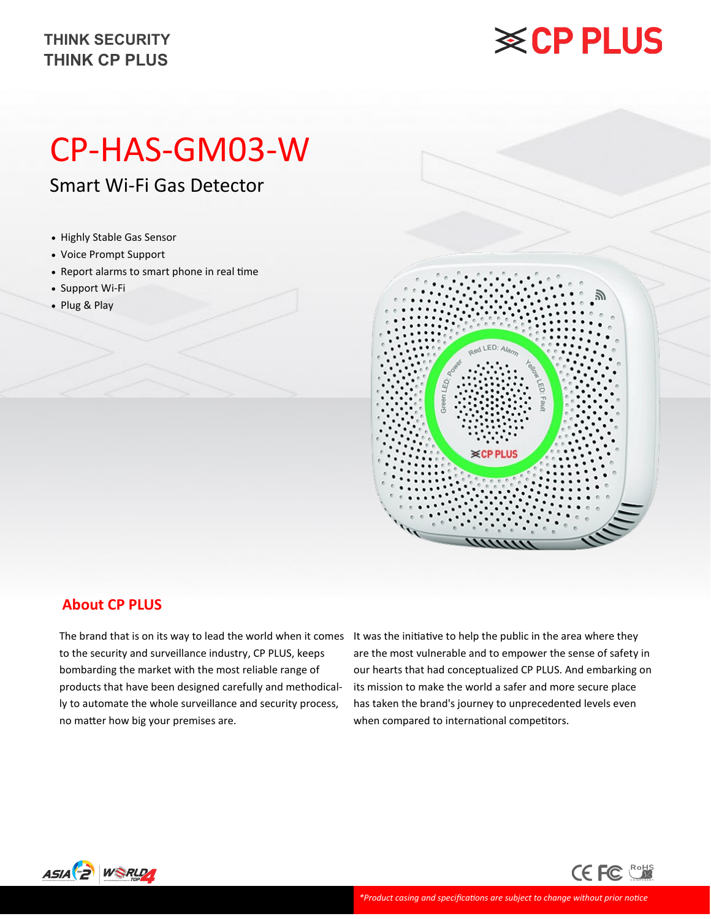THINK SECURITY
THINK CP PLUS

# CP-HAS-GM03-W

## Smart Wi-Fi Gas Detector

- Highly Stable Gas Sensor
- Voice Prompt Support
- Report alarms to smart phone in real time
- Support Wi-Fi
- Plug & Play

## About CP PLUS

The brand that is on its way to lead the world when it comes to the security and surveillance industry, CP PLUS, keeps bombarding the market with the most reliable range of products that have been designed carefully and methodically to automate the whole surveillance and security process, no matter how big your premises are.

It was the initiative to help the public in the area where they are the most vulnerable and to empower the sense of safety in our hearts that had conceptualized CP PLUS. And embarking on its mission to make the world a safer and more secure place has taken the brand's journey to unprecedented levels even when compared to international competitors.

*\*Product casing and specifications are subject to change without prior notice*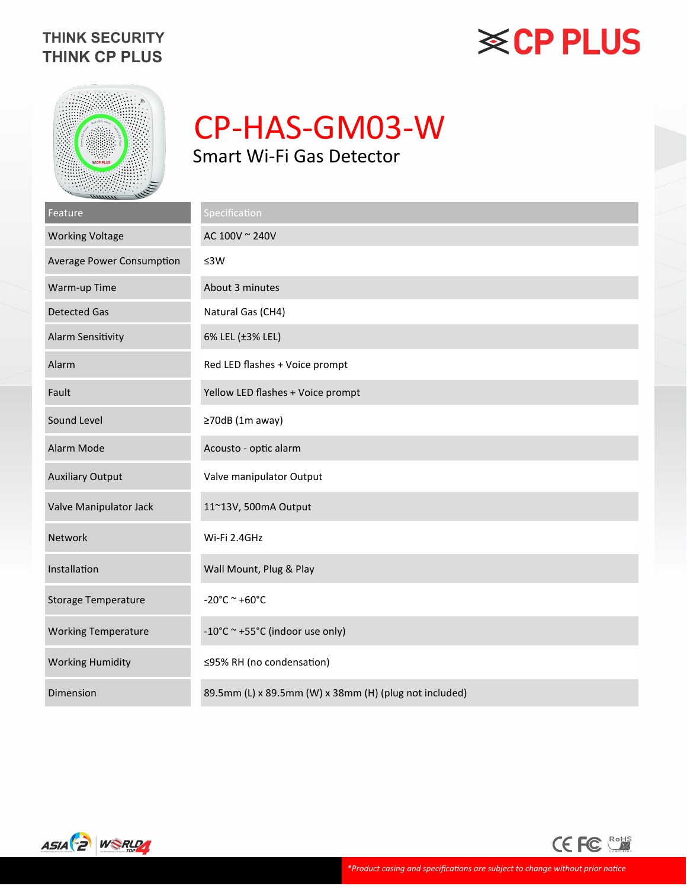THINK SECURITY
THINK CP PLUS

# CP-HAS-GM03-W

## Smart Wi-Fi Gas Detector

| Feature | Specification |
|---|---|
| Working Voltage | AC 100V ~ 240V |
| Average Power Consumption | ≤3W |
| Warm-up Time | About 3 minutes |
| Detected Gas | Natural Gas ($CH_4$) |
| Alarm Sensitivity | 6% LEL (±3% LEL) |
| Alarm | Red LED flashes + Voice prompt |
| Fault | Yellow LED flashes + Voice prompt |
| Sound Level | ≥70dB (1m away) |
| Alarm Mode | Acousto - optic alarm |
| Auxiliary Output | Valve manipulator Output |
| Valve Manipulator Jack | 11~13V, 500mA Output |
| Network | Wi-Fi 2.4GHz |
| Installation | Wall Mount, Plug & Play |
| Storage Temperature | -20°C ~ +60°C |
| Working Temperature | -10°C ~ +55°C (indoor use only) |
| Working Humidity | ≤95% RH (no condensation) |
| Dimension | 89.5mm (L) x 89.5mm (W) x 38mm (H) (plug not included) |

*Product casing and specifications are subject to change without prior notice